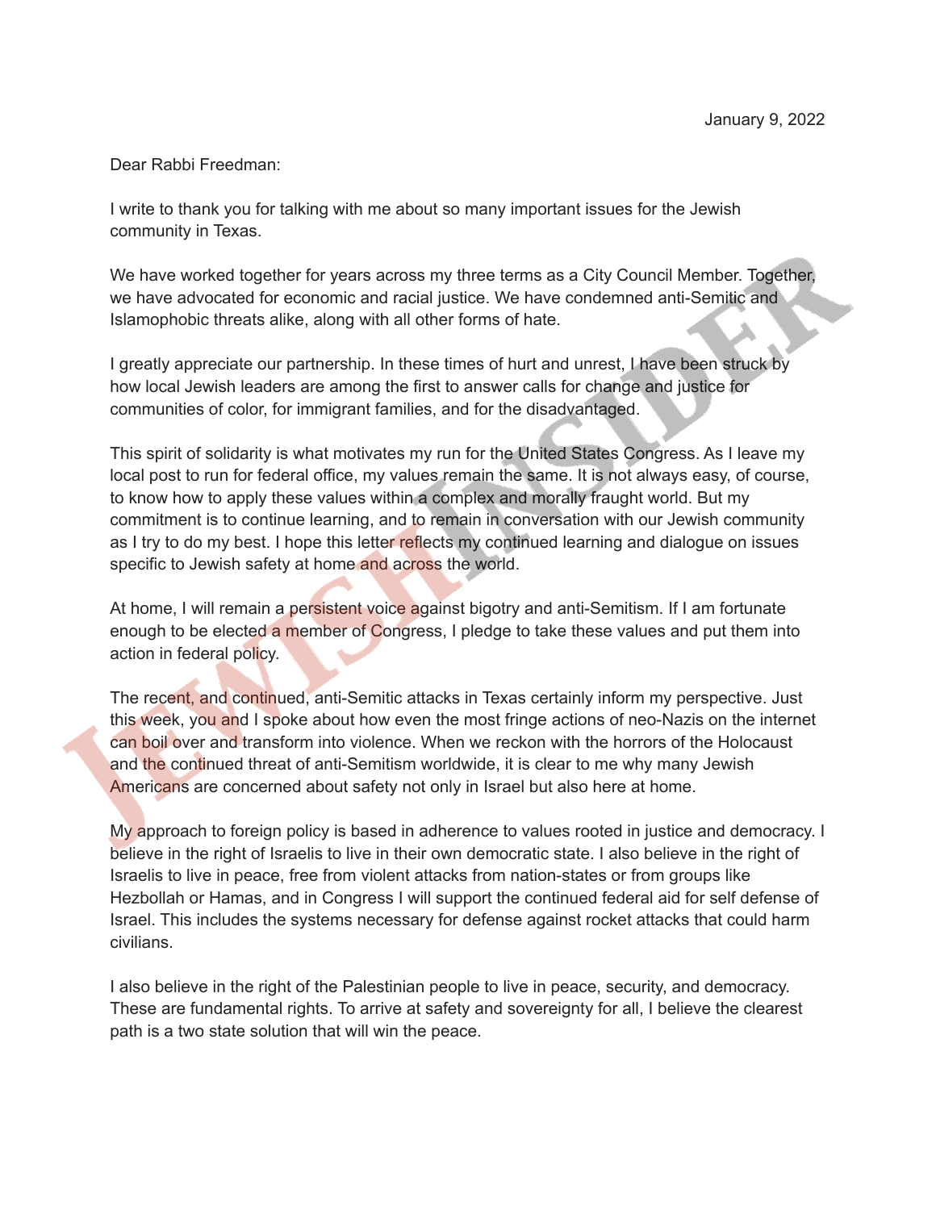January 9, 2022

Dear Rabbi Freedman:

I write to thank you for talking with me about so many important issues for the Jewish community in Texas.

We have worked together for years across my three terms as a City Council Member. Together, we have advocated for economic and racial justice. We have condemned anti-Semitic and Islamophobic threats alike, along with all other forms of hate.

I greatly appreciate our partnership. In these times of hurt and unrest, I have been struck by how local Jewish leaders are among the first to answer calls for change and justice for communities of color, for immigrant families, and for the disadvantaged.

This spirit of solidarity is what motivates my run for the United States Congress. As I leave my local post to run for federal office, my values remain the same. It is not always easy, of course, to know how to apply these values within a complex and morally fraught world. But my commitment is to continue learning, and to remain in conversation with our Jewish community as I try to do my best. I hope this letter reflects my continued learning and dialogue on issues specific to Jewish safety at home and across the world.

At home, I will remain a persistent voice against bigotry and anti-Semitism. If I am fortunate enough to be elected a member of Congress, I pledge to take these values and put them into action in federal policy.

The recent, and continued, anti-Semitic attacks in Texas certainly inform my perspective. Just this week, you and I spoke about how even the most fringe actions of neo-Nazis on the internet can boil over and transform into violence. When we reckon with the horrors of the Holocaust and the continued threat of anti-Semitism worldwide, it is clear to me why many Jewish Americans are concerned about safety not only in Israel but also here at home.

My approach to foreign policy is based in adherence to values rooted in justice and democracy. I believe in the right of Israelis to live in their own democratic state. I also believe in the right of Israelis to live in peace, free from violent attacks from nation-states or from groups like Hezbollah or Hamas, and in Congress I will support the continued federal aid for self defense of Israel. This includes the systems necessary for defense against rocket attacks that could harm civilians.

I also believe in the right of the Palestinian people to live in peace, security, and democracy. These are fundamental rights. To arrive at safety and sovereignty for all, I believe the clearest path is a two state solution that will win the peace.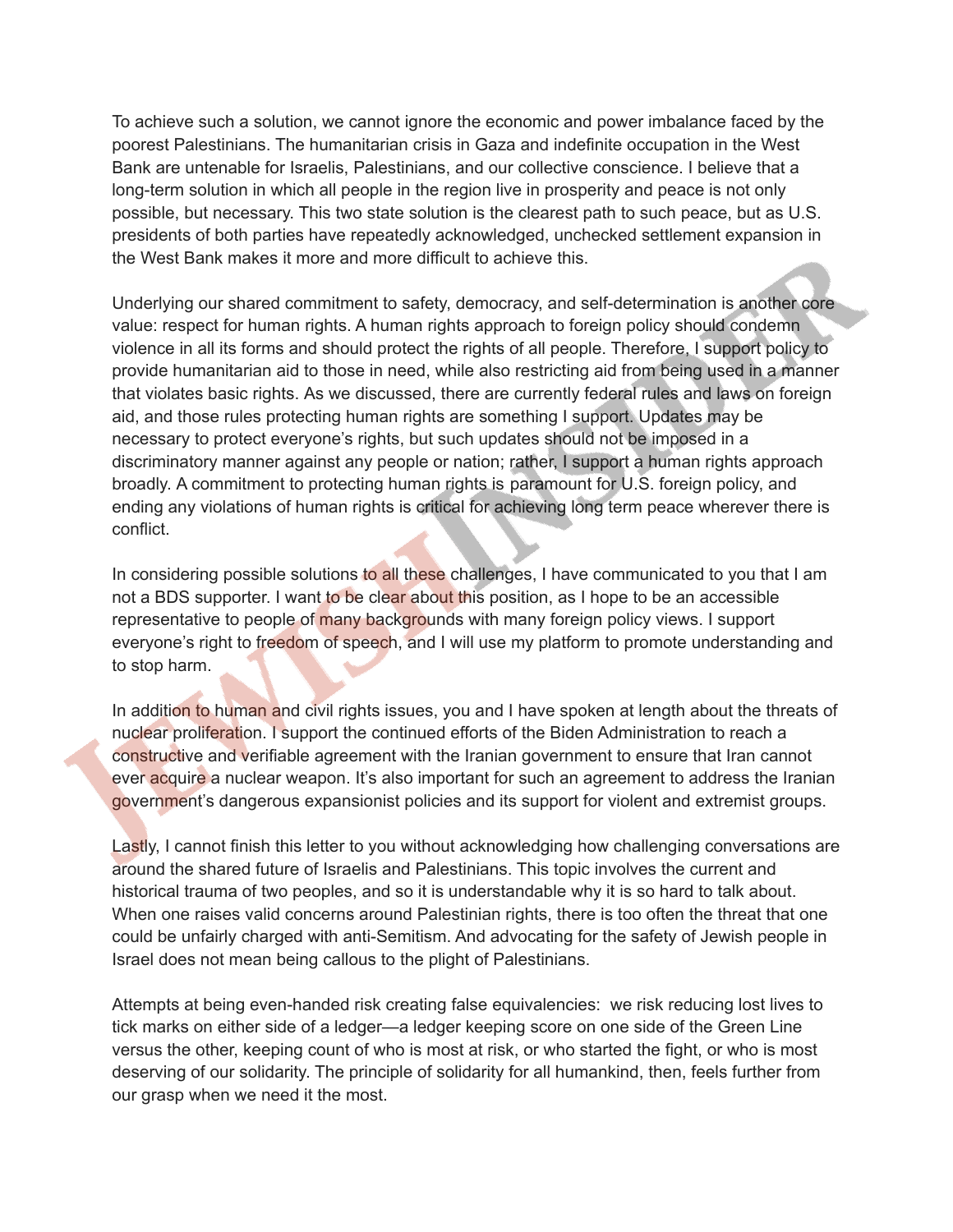To achieve such a solution, we cannot ignore the economic and power imbalance faced by the poorest Palestinians. The humanitarian crisis in Gaza and indefinite occupation in the West Bank are untenable for Israelis, Palestinians, and our collective conscience. I believe that a long-term solution in which all people in the region live in prosperity and peace is not only possible, but necessary. This two state solution is the clearest path to such peace, but as U.S. presidents of both parties have repeatedly acknowledged, unchecked settlement expansion in the West Bank makes it more and more difficult to achieve this.

Underlying our shared commitment to safety, democracy, and self-determination is another core value: respect for human rights. A human rights approach to foreign policy should condemn violence in all its forms and should protect the rights of all people. Therefore, I support policy to provide humanitarian aid to those in need, while also restricting aid from being used in a manner that violates basic rights. As we discussed, there are currently federal rules and laws on foreign aid, and those rules protecting human rights are something I support. Updates may be necessary to protect everyone's rights, but such updates should not be imposed in a discriminatory manner against any people or nation; rather, I support a human rights approach broadly. A commitment to protecting human rights is paramount for U.S. foreign policy, and ending any violations of human rights is critical for achieving long term peace wherever there is conflict.

In considering possible solutions to all these challenges, I have communicated to you that I am not a BDS supporter. I want to be clear about this position, as I hope to be an accessible representative to people of many backgrounds with many foreign policy views. I support everyone's right to freedom of speech, and I will use my platform to promote understanding and to stop harm.

In addition to human and civil rights issues, you and I have spoken at length about the threats of nuclear proliferation. I support the continued efforts of the Biden Administration to reach a constructive and verifiable agreement with the Iranian government to ensure that Iran cannot ever acquire a nuclear weapon. It's also important for such an agreement to address the Iranian government's dangerous expansionist policies and its support for violent and extremist groups.

Lastly, I cannot finish this letter to you without acknowledging how challenging conversations are around the shared future of Israelis and Palestinians. This topic involves the current and historical trauma of two peoples, and so it is understandable why it is so hard to talk about. When one raises valid concerns around Palestinian rights, there is too often the threat that one could be unfairly charged with anti-Semitism. And advocating for the safety of Jewish people in Israel does not mean being callous to the plight of Palestinians.

Attempts at being even-handed risk creating false equivalencies:  we risk reducing lost lives to tick marks on either side of a ledger—a ledger keeping score on one side of the Green Line versus the other, keeping count of who is most at risk, or who started the fight, or who is most deserving of our solidarity. The principle of solidarity for all humankind, then, feels further from our grasp when we need it the most.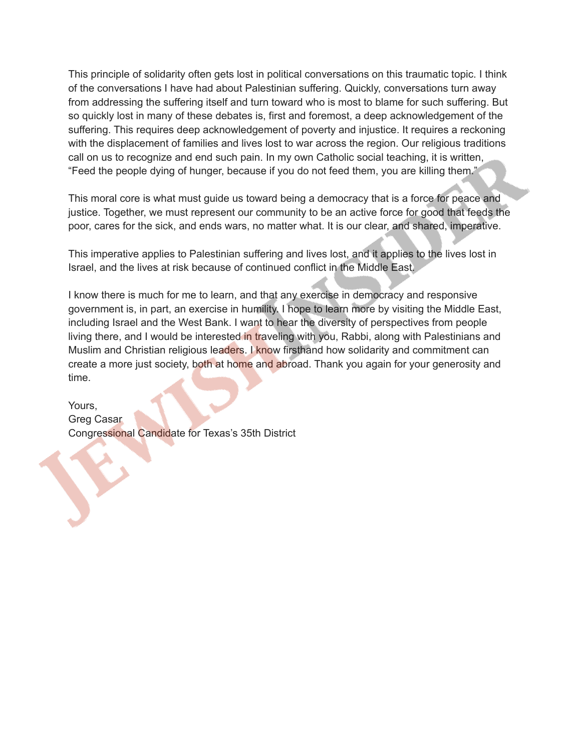This principle of solidarity often gets lost in political conversations on this traumatic topic. I think of the conversations I have had about Palestinian suffering. Quickly, conversations turn away from addressing the suffering itself and turn toward who is most to blame for such suffering. But so quickly lost in many of these debates is, first and foremost, a deep acknowledgement of the suffering. This requires deep acknowledgement of poverty and injustice. It requires a reckoning with the displacement of families and lives lost to war across the region. Our religious traditions call on us to recognize and end such pain. In my own Catholic social teaching, it is written, "Feed the people dying of hunger, because if you do not feed them, you are killing them."

This moral core is what must guide us toward being a democracy that is a force for peace and justice. Together, we must represent our community to be an active force for good that feeds the poor, cares for the sick, and ends wars, no matter what. It is our clear, and shared, imperative.

This imperative applies to Palestinian suffering and lives lost, and it applies to the lives lost in Israel, and the lives at risk because of continued conflict in the Middle East.

I know there is much for me to learn, and that any exercise in democracy and responsive government is, in part, an exercise in humility. I hope to learn more by visiting the Middle East, including Israel and the West Bank. I want to hear the diversity of perspectives from people living there, and I would be interested in traveling with you, Rabbi, along with Palestinians and Muslim and Christian religious leaders. I know firsthand how solidarity and commitment can create a more just society, both at home and abroad. Thank you again for your generosity and time.

Yours,
Greg Casar
Congressional Candidate for Texas's 35th District